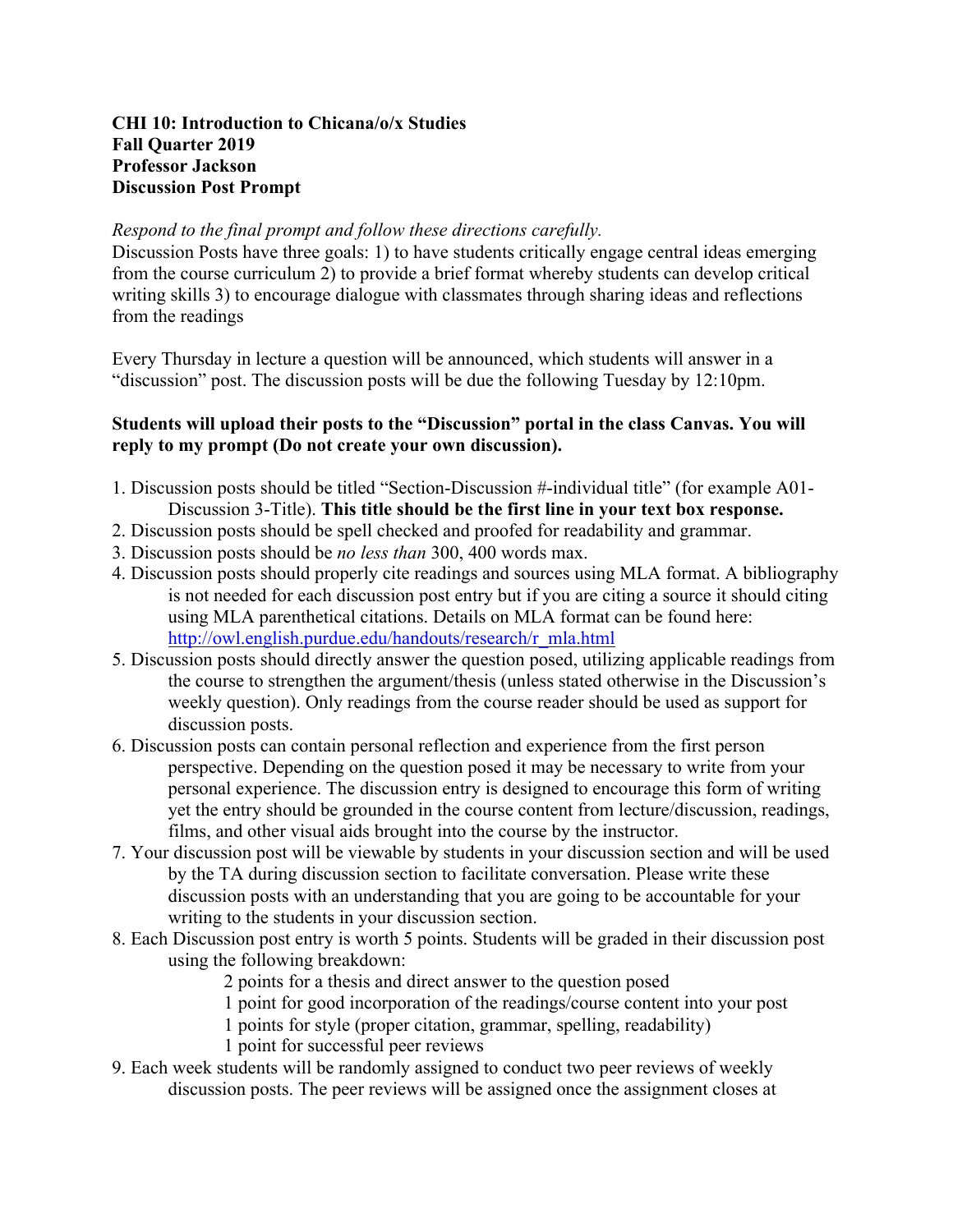**CHI 10: Introduction to Chicana/o/x Studies**
**Fall Quarter 2019**
**Professor Jackson**
**Discussion Post Prompt**

*Respond to the final prompt and follow these directions carefully.*
Discussion Posts have three goals: 1) to have students critically engage central ideas emerging from the course curriculum 2) to provide a brief format whereby students can develop critical writing skills 3) to encourage dialogue with classmates through sharing ideas and reflections from the readings

Every Thursday in lecture a question will be announced, which students will answer in a "discussion" post. The discussion posts will be due the following Tuesday by 12:10pm.

**Students will upload their posts to the "Discussion" portal in the class Canvas. You will reply to my prompt (Do not create your own discussion).**

1. Discussion posts should be titled "Section-Discussion #-individual title" (for example A01-Discussion 3-Title). **This title should be the first line in your text box response.**
2. Discussion posts should be spell checked and proofed for readability and grammar.
3. Discussion posts should be *no less than* 300, 400 words max.
4. Discussion posts should properly cite readings and sources using MLA format. A bibliography is not needed for each discussion post entry but if you are citing a source it should citing using MLA parenthetical citations. Details on MLA format can be found here: [http://owl.english.purdue.edu/handouts/research/r_mla.html](http://owl.english.purdue.edu/handouts/research/r_mla.html)
5. Discussion posts should directly answer the question posed, utilizing applicable readings from the course to strengthen the argument/thesis (unless stated otherwise in the Discussion's weekly question). Only readings from the course reader should be used as support for discussion posts.
6. Discussion posts can contain personal reflection and experience from the first person perspective. Depending on the question posed it may be necessary to write from your personal experience. The discussion entry is designed to encourage this form of writing yet the entry should be grounded in the course content from lecture/discussion, readings, films, and other visual aids brought into the course by the instructor.
7. Your discussion post will be viewable by students in your discussion section and will be used by the TA during discussion section to facilitate conversation. Please write these discussion posts with an understanding that you are going to be accountable for your writing to the students in your discussion section.
8. Each Discussion post entry is worth 5 points. Students will be graded in their discussion post using the following breakdown:
   - 2 points for a thesis and direct answer to the question posed
   - 1 point for good incorporation of the readings/course content into your post
   - 1 points for style (proper citation, grammar, spelling, readability)
   - 1 point for successful peer reviews
9. Each week students will be randomly assigned to conduct two peer reviews of weekly discussion posts. The peer reviews will be assigned once the assignment closes at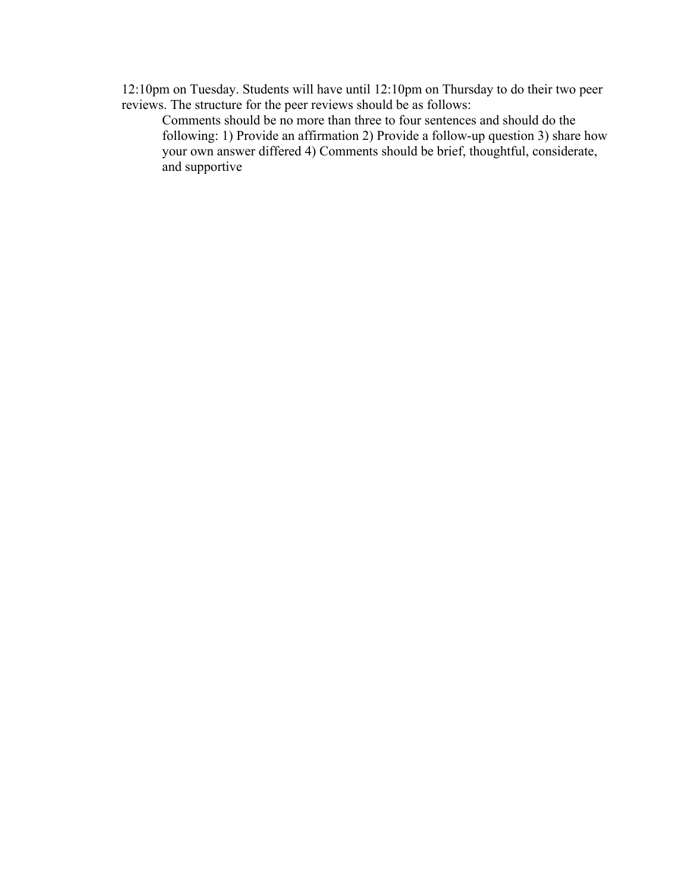12:10pm on Tuesday. Students will have until 12:10pm on Thursday to do their two peer reviews. The structure for the peer reviews should be as follows:

> Comments should be no more than three to four sentences and should do the following: 1) Provide an affirmation 2) Provide a follow-up question 3) share how your own answer differed 4) Comments should be brief, thoughtful, considerate, and supportive